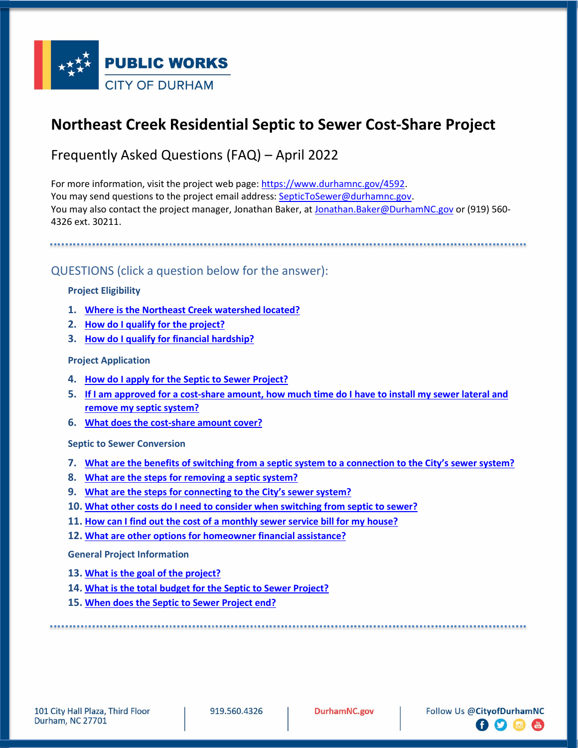**PUBLIC WORKS**
CITY OF DURHAM

# Northeast Creek Residential Septic to Sewer Cost-Share Project

## Frequently Asked Questions (FAQ) – April 2022

For more information, visit the project web page: https://www.durhamnc.gov/4592.
You may send questions to the project email address: SepticToSewer@durhamnc.gov.
You may also contact the project manager, Jonathan Baker, at Jonathan.Baker@DurhamNC.gov or (919) 560-4326 ext. 30211.

---

### QUESTIONS (click a question below for the answer):

**Project Eligibility**

1. Where is the Northeast Creek watershed located?
2. How do I qualify for the project?
3. How do I qualify for financial hardship?

**Project Application**

4. How do I apply for the Septic to Sewer Project?
5. If I am approved for a cost-share amount, how much time do I have to install my sewer lateral and remove my septic system?
6. What does the cost-share amount cover?

**Septic to Sewer Conversion**

7. What are the benefits of switching from a septic system to a connection to the City's sewer system?
8. What are the steps for removing a septic system?
9. What are the steps for connecting to the City's sewer system?
10. What other costs do I need to consider when switching from septic to sewer?
11. How can I find out the cost of a monthly sewer service bill for my house?
12. What are other options for homeowner financial assistance?

**General Project Information**

13. What is the goal of the project?
14. What is the total budget for the Septic to Sewer Project?
15. When does the Septic to Sewer Project end?

---

101 City Hall Plaza, Third Floor
Durham, NC 27701 | 919.560.4326 | DurhamNC.gov | Follow Us @CityofDurhamNC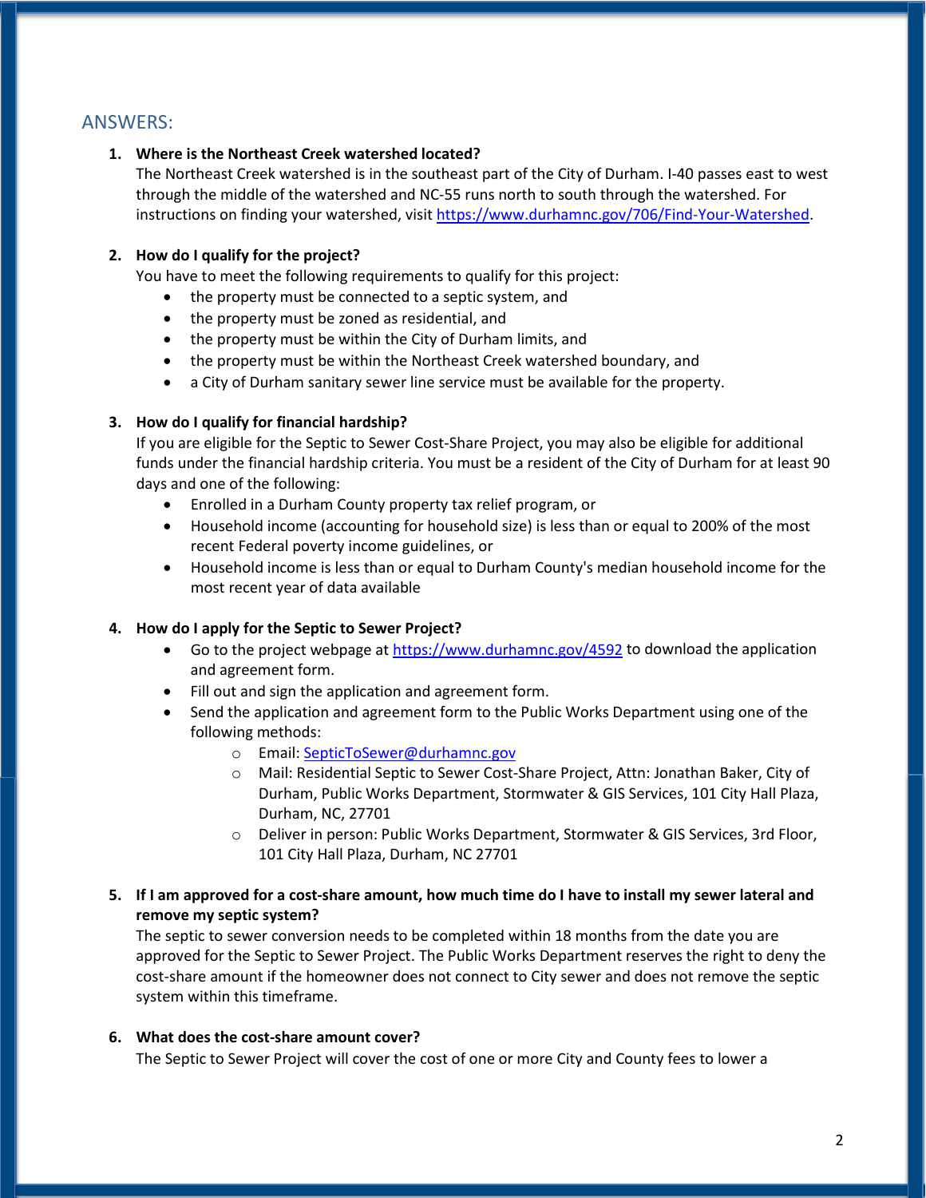## ANSWERS:

1. **Where is the Northeast Creek watershed located?**
   The Northeast Creek watershed is in the southeast part of the City of Durham. I-40 passes east to west through the middle of the watershed and NC-55 runs north to south through the watershed. For instructions on finding your watershed, visit [https://www.durhamnc.gov/706/Find-Your-Watershed](https://www.durhamnc.gov/706/Find-Your-Watershed).

2. **How do I qualify for the project?**
   You have to meet the following requirements to qualify for this project:
   - the property must be connected to a septic system, and
   - the property must be zoned as residential, and
   - the property must be within the City of Durham limits, and
   - the property must be within the Northeast Creek watershed boundary, and
   - a City of Durham sanitary sewer line service must be available for the property.

3. **How do I qualify for financial hardship?**
   If you are eligible for the Septic to Sewer Cost-Share Project, you may also be eligible for additional funds under the financial hardship criteria. You must be a resident of the City of Durham for at least 90 days and one of the following:
   - Enrolled in a Durham County property tax relief program, or
   - Household income (accounting for household size) is less than or equal to 200% of the most recent Federal poverty income guidelines, or
   - Household income is less than or equal to Durham County's median household income for the most recent year of data available

4. **How do I apply for the Septic to Sewer Project?**
   - Go to the project webpage at [https://www.durhamnc.gov/4592](https://www.durhamnc.gov/4592) to download the application and agreement form.
   - Fill out and sign the application and agreement form.
   - Send the application and agreement form to the Public Works Department using one of the following methods:
     - Email: [SepticToSewer@durhamnc.gov](mailto:SepticToSewer@durhamnc.gov)
     - Mail: Residential Septic to Sewer Cost-Share Project, Attn: Jonathan Baker, City of Durham, Public Works Department, Stormwater & GIS Services, 101 City Hall Plaza, Durham, NC, 27701
     - Deliver in person: Public Works Department, Stormwater & GIS Services, 3rd Floor, 101 City Hall Plaza, Durham, NC 27701

5. **If I am approved for a cost-share amount, how much time do I have to install my sewer lateral and remove my septic system?**
   The septic to sewer conversion needs to be completed within 18 months from the date you are approved for the Septic to Sewer Project. The Public Works Department reserves the right to deny the cost-share amount if the homeowner does not connect to City sewer and does not remove the septic system within this timeframe.

6. **What does the cost-share amount cover?**
   The Septic to Sewer Project will cover the cost of one or more City and County fees to lower a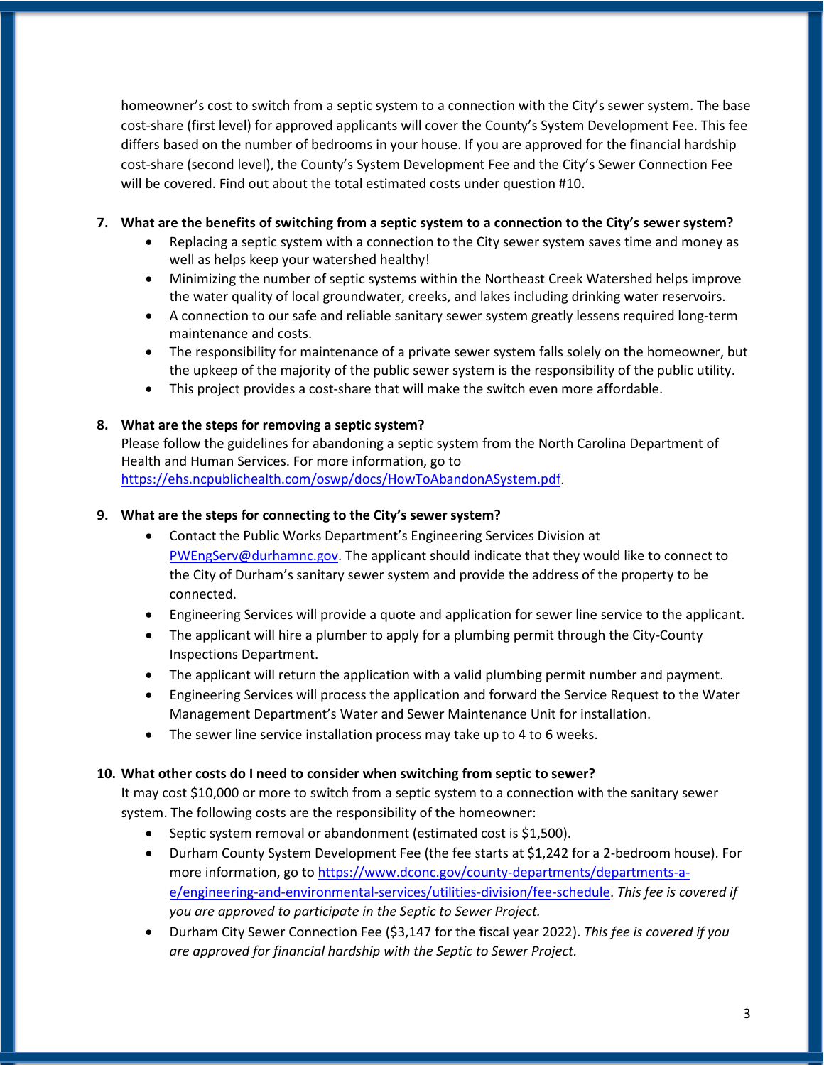homeowner's cost to switch from a septic system to a connection with the City's sewer system. The base cost-share (first level) for approved applicants will cover the County's System Development Fee. This fee differs based on the number of bedrooms in your house. If you are approved for the financial hardship cost-share (second level), the County's System Development Fee and the City's Sewer Connection Fee will be covered. Find out about the total estimated costs under question #10.

**7. What are the benefits of switching from a septic system to a connection to the City's sewer system?**

- Replacing a septic system with a connection to the City sewer system saves time and money as well as helps keep your watershed healthy!
- Minimizing the number of septic systems within the Northeast Creek Watershed helps improve the water quality of local groundwater, creeks, and lakes including drinking water reservoirs.
- A connection to our safe and reliable sanitary sewer system greatly lessens required long-term maintenance and costs.
- The responsibility for maintenance of a private sewer system falls solely on the homeowner, but the upkeep of the majority of the public sewer system is the responsibility of the public utility.
- This project provides a cost-share that will make the switch even more affordable.

**8. What are the steps for removing a septic system?**

Please follow the guidelines for abandoning a septic system from the North Carolina Department of Health and Human Services. For more information, go to [https://ehs.ncpublichealth.com/oswp/docs/HowToAbandonASystem.pdf](https://ehs.ncpublichealth.com/oswp/docs/HowToAbandonASystem.pdf).

**9. What are the steps for connecting to the City's sewer system?**

- Contact the Public Works Department's Engineering Services Division at [PWEngServ@durhamnc.gov](mailto:PWEngServ@durhamnc.gov). The applicant should indicate that they would like to connect to the City of Durham's sanitary sewer system and provide the address of the property to be connected.
- Engineering Services will provide a quote and application for sewer line service to the applicant.
- The applicant will hire a plumber to apply for a plumbing permit through the City-County Inspections Department.
- The applicant will return the application with a valid plumbing permit number and payment.
- Engineering Services will process the application and forward the Service Request to the Water Management Department's Water and Sewer Maintenance Unit for installation.
- The sewer line service installation process may take up to 4 to 6 weeks.

**10. What other costs do I need to consider when switching from septic to sewer?**

It may cost $10,000 or more to switch from a septic system to a connection with the sanitary sewer system. The following costs are the responsibility of the homeowner:

- Septic system removal or abandonment (estimated cost is $1,500).
- Durham County System Development Fee (the fee starts at $1,242 for a 2-bedroom house). For more information, go to [https://www.dconc.gov/county-departments/departments-a-e/engineering-and-environmental-services/utilities-division/fee-schedule](https://www.dconc.gov/county-departments/departments-a-e/engineering-and-environmental-services/utilities-division/fee-schedule). *This fee is covered if you are approved to participate in the Septic to Sewer Project.*
- Durham City Sewer Connection Fee ($3,147 for the fiscal year 2022). *This fee is covered if you are approved for financial hardship with the Septic to Sewer Project.*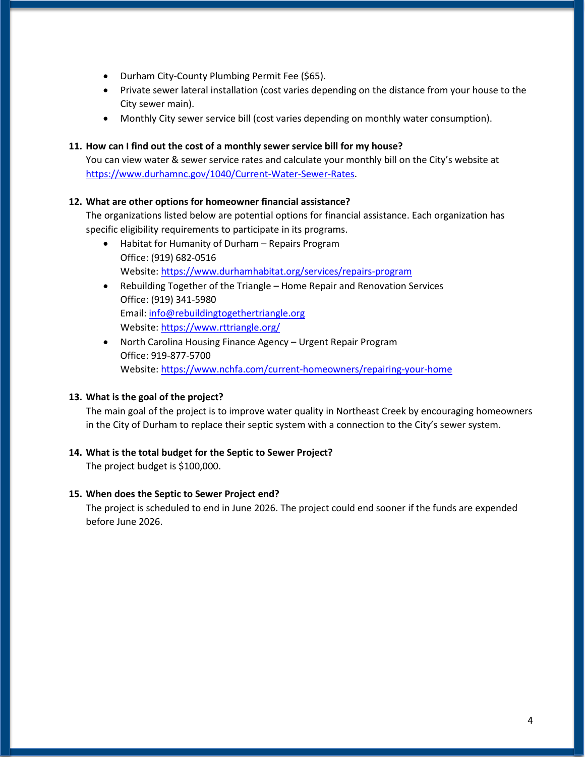- Durham City-County Plumbing Permit Fee ($65).
- Private sewer lateral installation (cost varies depending on the distance from your house to the City sewer main).
- Monthly City sewer service bill (cost varies depending on monthly water consumption).

**11. How can I find out the cost of a monthly sewer service bill for my house?**

You can view water & sewer service rates and calculate your monthly bill on the City's website at https://www.durhamnc.gov/1040/Current-Water-Sewer-Rates.

**12. What are other options for homeowner financial assistance?**

The organizations listed below are potential options for financial assistance. Each organization has specific eligibility requirements to participate in its programs.

- Habitat for Humanity of Durham – Repairs Program
  Office: (919) 682-0516
  Website: https://www.durhamhabitat.org/services/repairs-program
- Rebuilding Together of the Triangle – Home Repair and Renovation Services
  Office: (919) 341-5980
  Email: info@rebuildingtogethertriangle.org
  Website: https://www.rttriangle.org/
- North Carolina Housing Finance Agency – Urgent Repair Program
  Office: 919-877-5700
  Website: https://www.nchfa.com/current-homeowners/repairing-your-home

**13. What is the goal of the project?**

The main goal of the project is to improve water quality in Northeast Creek by encouraging homeowners in the City of Durham to replace their septic system with a connection to the City's sewer system.

**14. What is the total budget for the Septic to Sewer Project?**

The project budget is $100,000.

**15. When does the Septic to Sewer Project end?**

The project is scheduled to end in June 2026. The project could end sooner if the funds are expended before June 2026.